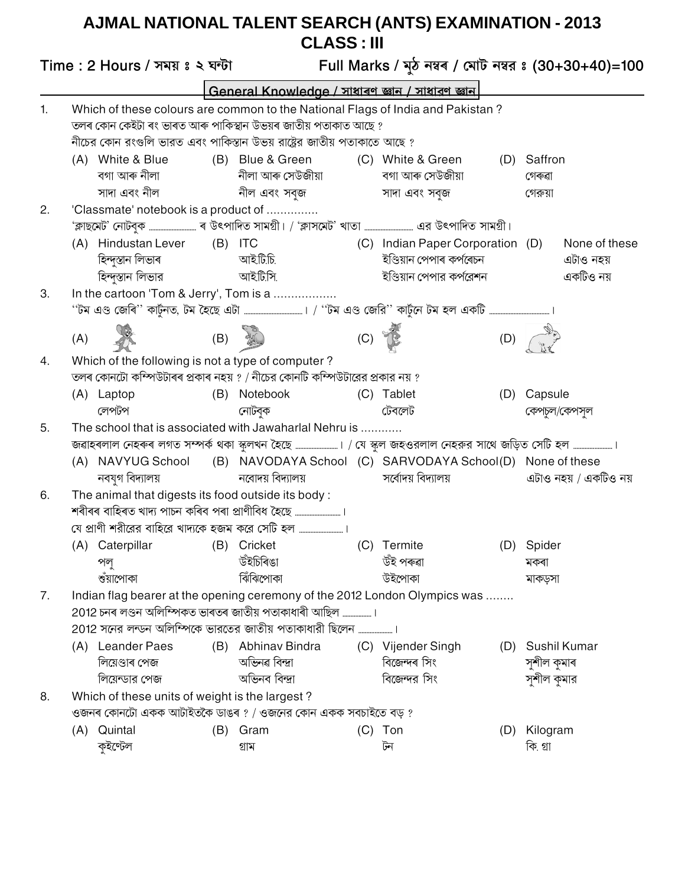# AJMAL NATIONAL TALENT SEARCH (ANTS) EXAMINATION - 2013

## CLASS : III

**Time : 2 Hours / সময় ঃ ২ ঘন্টা** **Full Marks / মুঠ নম্বৰ / মোট নম্বর ঃ (30+30+40)=100**

### General Knowledge / সাধাৰণ জ্ঞান / সাধাৰণ জ্ঞান

1. Which of these colours are common to the National Flags of India and Pakistan ?
তলৰ কোন কেইটা ৰং ভাৰত আৰু পাকিস্থান উভয়ৰ জাতীয় পতাকাত আছে ?
নীচের কোন রংগুলি ভারত এবং পাকিস্থান উভয় রাষ্ট্রের জাতীয় পতাকাতে আছে ?
   (A) White & Blue / বগা আৰু নীলা / সাদা এবং নীল
   (B) Blue & Green / নীলা আৰু সেউজীয়া / নীল এবং সবুজ
   (C) White & Green / বগা আৰু সেউজীয়া / সাদা এবং সবুজ
   (D) Saffron / গেৰুৱা / গেরুয়া

2. 'Classmate' notebook is a product of ..............
'ক্লাছমেট' নোটবুক .......................... ৰ উৎপাদিত সামগ্ৰী। / 'ক্লাসমেট' খাতা .......................... এর উৎপাদিত সামগ্রী।
   (A) Hindustan Lever / হিন্দুস্তান লিভাৰ / হিন্দুস্তান লিভার
   (B) ITC / আইটিচি / আইটিসি
   (C) Indian Paper Corporation / ইণ্ডিয়ান পেপাৰ কৰ্পৰেচন / ইণ্ডিয়ান পেপার কর্পরেশন
   (D) None of these / এটাও নহয় / একটিও নয়

3. In the cartoon 'Tom & Jerry', Tom is a .................
''টম এণ্ড জেৰি'' কাৰ্টুনত, টম হৈছে এটা .................................. । / ''টম এণ্ড জেরি'' কার্টুনে টম হল একটি .................................. ।
   (A)
   (B)
   (C)
   (D)

4. Which of the following is not a type of computer ?
তলৰ কোনটো কম্পিউটাৰৰ প্ৰকাৰ নহয় ? / নীচের কোনটি কম্পিউটারের প্রকার নয় ?
   (A) Laptop / লেপটপ
   (B) Notebook / নোটবুক
   (C) Tablet / টেবলেট
   (D) Capsule / কেপচুল/কেপসুল

5. The school that is associated with Jawaharlal Nehru is ............
জৱাহৰলাল নেহৰুৰ লগত সম্পৰ্ক থকা স্কুলখন হৈছে ....................... । / যে স্কুল জহওরলাল নেহরুর সাথে জড়িত সেটি হল ....................... ।
   (A) NAVYUG School / নবযুগ বিদ্যালয়
   (B) NAVODAYA School / নবোদয় বিদ্যালয়
   (C) SARVODAYA School / সৰ্বোদয় বিদ্যালয়
   (D) None of these / এটাও নহয় / একটিও নয়

6. The animal that digests its food outside its body :
শৰীৰৰ বাহিৰত খাদ্য পাচন কৰিব পৰা প্ৰাণীবিধ হৈছে ......................... ।
যে প্রাণী শরীরের বাহিরে খাদ্যকে হজম করে সেটি হল ......................... ।
   (A) Caterpillar / পলু / শুঁয়াপোকা
   (B) Cricket / উঁইচিৰিঙা / ঝিঁঝিপোকা
   (C) Termite / উঁই পৰুৱা / উইপোকা
   (D) Spider / মকৰা / মাকড়সা

7. Indian flag bearer at the opening ceremony of the 2012 London Olympics was ........
2012 চনৰ লণ্ডন অলিম্পিকত ভাৰতৰ জাতীয় পতাকাধাৰী আছিল ................ ।
2012 সনের লন্ডন অলিম্পিকে ভারতের জাতীয় পতাকাধারী ছিলেন .................. ।
   (A) Leander Paes / লিয়েণ্ডাৰ পেজ / লিয়েন্ডার পেজ
   (B) Abhinav Bindra / অভিনৱ বিন্দ্ৰা / অভিনব বিন্দ্রা
   (C) Vijender Singh / বিজেন্দৰ সিং / বিজেন্দর সিং
   (D) Sushil Kumar / সুশীল কুমাৰ / সুশীল কুমার

8. Which of these units of weight is the largest ?
ওজনৰ কোনটো একক আটাইতকৈ ডাঙৰ ? / ওজনের কোন একক সবচাইতে বড় ?
   (A) Quintal / কুইণ্টেল
   (B) Gram / গ্ৰাম
   (C) Ton / টন
   (D) Kilogram / কি. গ্ৰা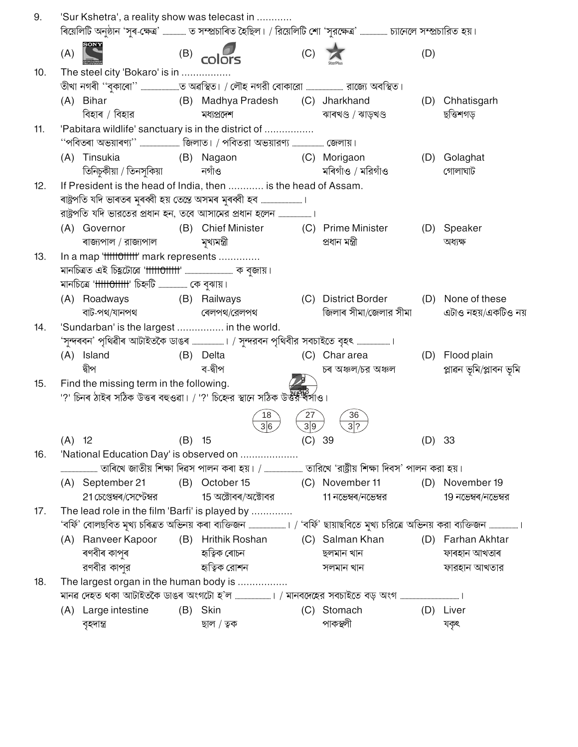9. 'Sur Kshetra', a reality show was telecast in ............
ৰিয়েলিটি অনুষ্ঠান 'সুৰ-ক্ষেত্ৰ' ............... ত সম্প্ৰচাৰিত হৈছিল। / রিয়েলিটি শো 'সুরক্ষেত্র' ............... চ্যানেলে সম্প্রচারিত হয়।

(A) SONY ENTERTAINMENT TELEVISION  (B) colors  (C) StarPlus  (D)

10. The steel city 'Bokaro' is in .................
তীখা নগৰী "বোকাৰো" ...........................ত অৱস্থিত। / লৌহ নগরী বোকারো ........................ রাজ্যে অবস্থিত।

(A) Bihar বিহাৰ / বিহার  (B) Madhya Pradesh মধ্যপ্ৰদেশ  (C) Jharkhand ঝাৰখণ্ড / ঝাড়খণ্ড  (D) Chhatisgarh ছত্তিশগড়

11. 'Pabitara wildlife' sanctuary is in the district of .................
"পবিতৰা অভয়াৰণ্য" ........................ জিলাত। / পবিতরা অভয়ারণ্য .................... জেলায়।

(A) Tinsukia তিনিচুকীয়া / তিনসুকিয়া  (B) Nagaon নগাঁও  (C) Morigaon মৰিগাঁও / মরিগাঁও  (D) Golaghat গোলাঘাট

12. If President is the head of India, then ............ is the head of Assam.
ৰাষ্ট্ৰপতি যদি ভাৰতৰ মুৰব্বী হয় তেন্তে অসমৰ মুৰব্বী হব ..........................।
রাষ্ট্রপতি যদি ভারতের প্রধান হন, তবে আসামের প্রধান হলেন .....................।

(A) Governor ৰাজ্যপাল / রাজ্যপাল  (B) Chief Minister মুখ্যমন্ত্ৰী  (C) Prime Minister প্ৰধান মন্ত্ৰী  (D) Speaker অধ্যক্ষ

13. In a map '+++++0+++++' mark represents .............
মানচিত্ৰত এই চিহ্নটোৱে '+++++0+++++' ............................... ক বুজায়।
মানচিত্রে '+++++0+++++' চিহ্নটি .................. কে বুঝায়।

(A) Roadways বাট-পথ/যানপথ  (B) Railways ৰেলপথ/রেলপথ  (C) District Border জিলাৰ সীমা/জেলার সীমা  (D) None of these এটাও নহয়/একটিও নয়

14. 'Sundarban' is the largest ................ in the world.
'সুন্দৰবন' পৃথিৱীৰ আটাইতকৈ ডাঙৰ ....................। / সুন্দরবন পৃথিবীর সবচাইতে বৃহৎ .....................।

(A) Island দ্বীপ  (B) Delta ব-দ্বীপ  (C) Char area চৰ অঞ্চল/চর অঞ্চল  (D) Flood plain প্লাৱন ভূমি/প্লাবন ভূমি

15. Find the missing term in the following.
'?' চিনৰ ঠাইৰ সঠিক উত্তৰ বহুওৱা। / '?' চিহ্নের স্থানে সঠিক উত্তর বসাও।

| 18 | 27 | 36 |
|---|---|---|
| 3 \| 6 | 3 \| 9 | 3 \| ? |

(A) 12  (B) 15  (C) 39  (D) 33

16. 'National Education Day' is observed on ....................
........................ তাৰিখে জাতীয় শিক্ষা দিৱস পালন কৰা হয়। / ........................ তারিখে 'রাষ্ট্রীয় শিক্ষা দিবস' পালন করা হয়।

(A) September 21 21 চেপ্তেম্বৰ/সেপ্টেম্বর  (B) October 15 15 অক্টোবৰ/অক্টোবর  (C) November 11 11 নৱেম্বৰ/নভেম্বর  (D) November 19 19 নৱেম্বৰ/নভেম্বর

17. The lead role in the film 'Barfi' is played by .............
'বৰ্ফি' বোলছবিত মুখ্য চৰিত্ৰত অভিনয় কৰা ব্যক্তিজন ........................। / 'বর্ফি' ছায়াছবিতে মুখ্য চরিত্রে অভিনয় করা ব্যক্তিজন ..................।

(A) Ranveer Kapoor ৰণবীৰ কাপুৰ রণবীর কাপুর  (B) Hrithik Roshan হৃত্বিক ৰোচন হৃত্বিক রোশন  (C) Salman Khan ছলমান খান সলমান খান  (D) Farhan Akhtar ফাৰহান আখতাৰ ফারহান আখতার

18. The largest organ in the human body is .................
মানৱৰ দেহত থকা আটাইতকৈ ডাঙৰ অংগটো হ'ল .......................। / মানবদেহের সবচাইতে বড় অংগ ..........................................।

(A) Large intestine বৃহদান্ত্ৰ  (B) Skin ছাল / ত্বক  (C) Stomach পাকস্থলী  (D) Liver যকৃৎ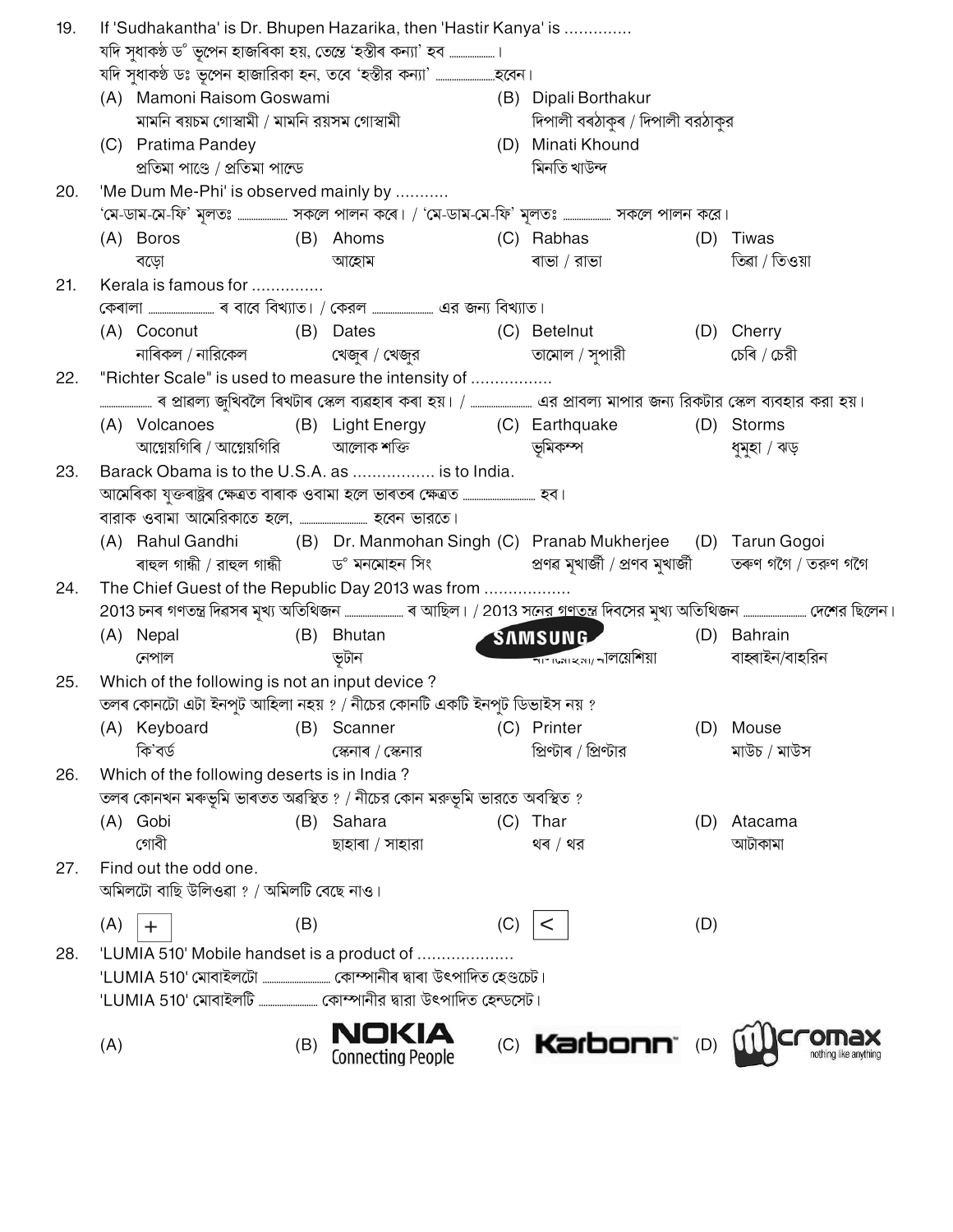19. If 'Sudhakantha' is Dr. Bhupen Hazarika, then 'Hastir Kanya' is ..............
যদি সুধাকণ্ঠ ড° ভূপেন হাজৰিকা হয়, তেন্তে 'হস্তীৰ কন্যা' হব ..................।
যদি সুধাকণ্ঠ ডঃ ভূপেন হাজারিকা হন, তবে 'হস্তীর কন্যা' ........................হবেন।
(A) Mamoni Raisom Goswami
মামনি ৰয়চম গোস্বামী / মামনি রয়সম গোস্বামী
(B) Dipali Borthakur
দিপালী বৰঠাকুৰ / দিপালী বরঠাকুর
(C) Pratima Pandey
প্ৰতিমা পাণ্ডে / প্রতিমা পান্ডে
(D) Minati Khound
মিনতি খাউন্দ

20. 'Me Dum Me-Phi' is observed mainly by ...........
'মে-ডাম-মে-ফি' মূলতঃ .................... সকলে পালন কৰে। / 'মে-ডাম-মে-ফি' মূলতঃ .................... সকলে পালন করে।
(A) Boros
বড়ো
(B) Ahoms
আহোম
(C) Rabhas
ৰাভা / রাভা
(D) Tiwas
তিৱা / তিওয়া

21. Kerala is famous for ...............
কেৰালা ............................ ৰ বাবে বিখ্যাত। / কেরল ............................ এর জন্য বিখ্যাত।
(A) Coconut
নাৰিকল / নারিকেল
(B) Dates
খেজুৰ / খেজুর
(C) Betelnut
তামোল / সুপারী
(D) Cherry
চেৰি / চেরী

22. "Richter Scale" is used to measure the intensity of .................
..................... ৰ প্ৰাৱল্য জুখিবলৈ ৰিখটাৰ স্কেল ব্যৱহাৰ কৰা হয়। / ......................... এর প্রাবল্য মাপার জন্য রিকটার স্কেল ব্যবহার করা হয়।
(A) Volcanoes
আগ্নেয়গিৰি / আগ্নেয়গিরি
(B) Light Energy
আলোক শক্তি
(C) Earthquake
ভূমিকম্প
(D) Storms
ধুমুহা / ঝড়

23. Barack Obama is to the U.S.A. as ................. is to India.
আমেৰিকা যুক্তৰাষ্ট্ৰৰ ক্ষেত্ৰত বাৰাক ওবামা হলে ভাৰতৰ ক্ষেত্ৰত ............................. হব।
বারাক ওবামা আমেরিকাতে হলে, ............................ হবেন ভারতে।
(A) Rahul Gandhi
ৰাহুল গান্ধী / রাহুল গান্ধী
(B) Dr. Manmohan Singh
ড° মনমোহন সিং
(C) Pranab Mukherjee
প্ৰণৱ মুখাৰ্জী / প্রণব মুখার্জী
(D) Tarun Gogoi
তৰুণ গগৈ / তরুণ গগৈ

24. The Chief Guest of the Republic Day 2013 was from ..................
2013 চনৰ গণতন্ত্ৰ দিৱসৰ মূখ্য অতিথিজন ......................... ৰ আছিল। / 2013 সনের গণতন্ত্র দিবসের মুখ্য অতিথিজন .......................... দেশের ছিলেন।
(A) Nepal
নেপাল
(B) Bhutan
ভূটান
(C) SAMSUNG
মালয়েছিয়া/ মালয়েশিয়া
(D) Bahrain
বাহ্ৰাইন/বাহরিন

25. Which of the following is not an input device ?
তলৰ কোনটো এটা ইনপুট আহিলা নহয় ? / নীচের কোনটি একটি ইনপুট ডিভাইস নয় ?
(A) Keyboard
কি'বৰ্ড
(B) Scanner
স্কেনাৰ / স্কেনার
(C) Printer
প্ৰিণ্টাৰ / প্রিণ্টার
(D) Mouse
মাউচ / মাউস

26. Which of the following deserts is in India ?
তলৰ কোনখন মৰুভূমি ভাৰতত অৱস্থিত ? / নীচের কোন মরুভূমি ভারতে অবস্থিত ?
(A) Gobi
গোবী
(B) Sahara
ছাহাৰা / সাহারা
(C) Thar
থৰ / থর
(D) Atacama
আটাকামা

27. Find out the odd one.
অমিলটো বাছি উলিওৱা ? / অমিলটি বেছে নাও।
(A) +
(B)
(C) <
(D)

28. 'LUMIA 510' Mobile handset is a product of ....................
'LUMIA 510' মোবাইলটো ............................ কোম্পানীৰ দ্বাৰা উৎপাদিত হেণ্ডচেট।
'LUMIA 510' মোবাইলটি ......................... কোম্পানীর দ্বারা উৎপাদিত হেন্ডসেট।
(A)
(B) NOKIA Connecting People
(C) Karbonn
(D) Micromax nothing like anything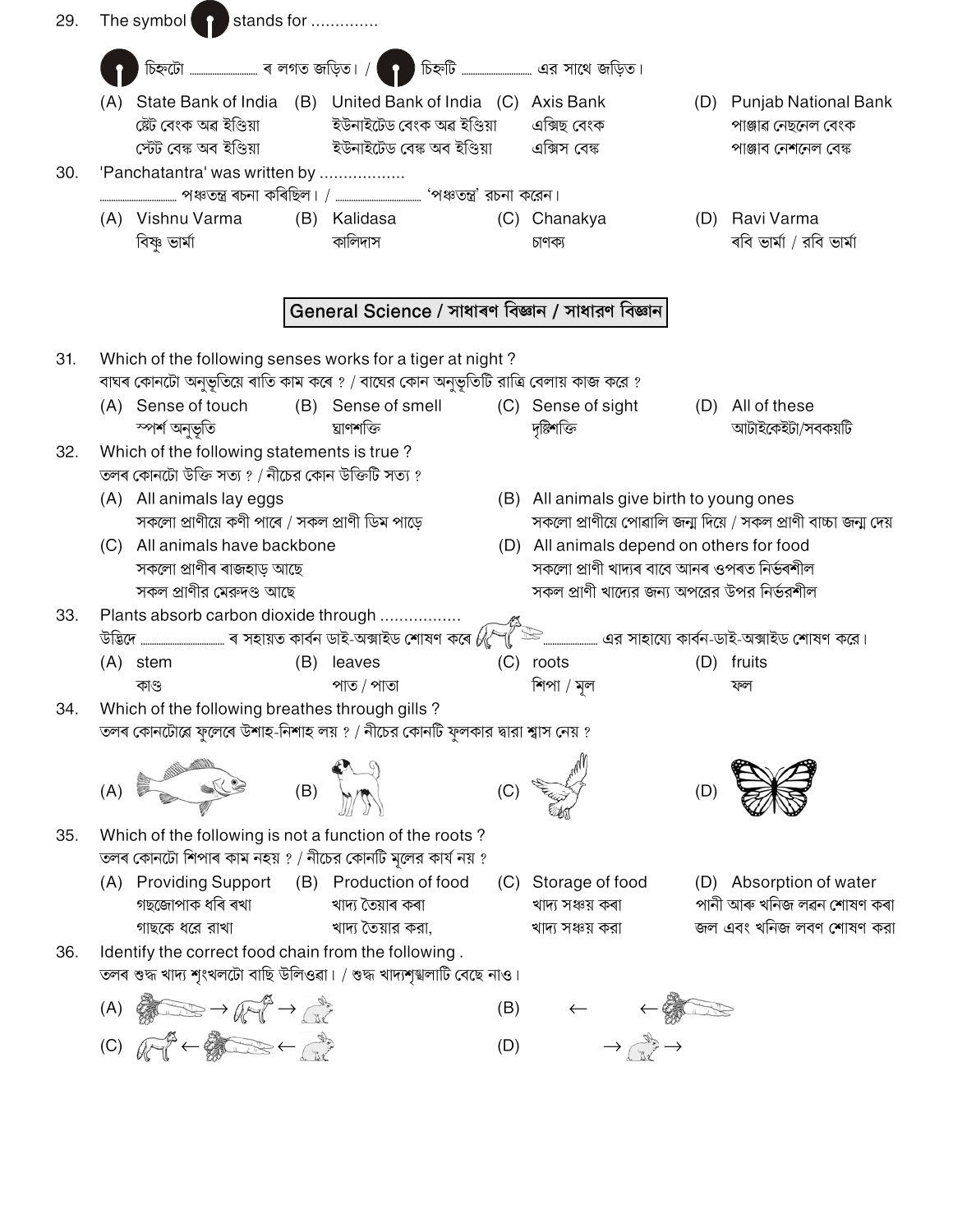29. The symbol stands for ..............

চিহ্নটো ............ ৰ লগত জড়িত। / চিহ্নটি ............ এর সাথে জড়িত।

(A) State Bank of India
স্টেট বেংক অৱ ইণ্ডিয়া
স্টেট বেঙ্ক অব ইণ্ডিয়া

(B) United Bank of India
ইউনাইটেড বেংক অৱ ইণ্ডিয়া
ইউনাইটেড বেঙ্ক অব ইণ্ডিয়া

(C) Axis Bank
এক্সিছ বেংক
এক্সিস বেঙ্ক

(D) Punjab National Bank
পাঞ্জাৱ নেছনেল বেংক
পাঞ্জাব নেশনেল বেঙ্ক

30. 'Panchatantra' was written by ..................

............ পঞ্চতন্ত্র ৰচনা কৰিছিল। / ............ 'পঞ্চতন্ত্র' রচনা করেন।

(A) Vishnu Varma
বিষ্ণু ভাৰ্মা

(B) Kalidasa
কালিদাস

(C) Chanakya
চাণক্য

(D) Ravi Varma
ৰবি ভাৰ্মা / রবি ভার্মা

## General Science / সাধাৰণ বিজ্ঞান / সাধারণ বিজ্ঞান

31. Which of the following senses works for a tiger at night ?

বাঘৰ কোনটো অনুভূতিয়ে ৰাতি কাম কৰে ? / বাঘের কোন অনুভূতিটি রাত্রি বেলায় কাজ করে ?

(A) Sense of touch
স্পৰ্শ অনুভূতি

(B) Sense of smell
ঘ্ৰাণশক্তি

(C) Sense of sight
দৃষ্টিশক্তি

(D) All of these
আটাইকেইটা/সবকয়টি

32. Which of the following statements is true ?

তলৰ কোনটো উক্তি সত্য ? / নীচের কোন উক্তিটি সত্য ?

(A) All animals lay eggs
সকলো প্ৰাণীয়ে কণী পাৰে / সকল প্রাণী ডিম পাড়ে

(B) All animals give birth to young ones
সকলো প্ৰাণীয়ে পোৱালি জন্ম দিয়ে / সকল প্রাণী বাচ্চা জন্ম দেয়

(C) All animals have backbone
সকলো প্ৰাণীৰ ৰাজহাড় আছে
সকল প্রাণীর মেরুদণ্ড আছে

(D) All animals depend on others for food
সকলো প্ৰাণী খাদ্যৰ বাবে আনৰ ওপৰত নিৰ্ভৰশীল
সকল প্রাণী খাদ্যের জন্য অপরের উপর নির্ভরশীল

33. Plants absorb carbon dioxide through .................

উদ্ভিদে ............ ৰ সহায়ত কাৰ্বন ডাই-অক্সাইড শোষণ কৰে / ............ এর সাহায্যে কার্বন-ডাই-অক্সাইড শোষণ করে।

(A) stem
কাণ্ড

(B) leaves
পাত / পাতা

(C) roots
শিপা / মূল

(D) fruits
ফল

34. Which of the following breathes through gills ?

তলৰ কোনটোৱে ফুলেৰে উশাহ-নিশাহ লয় ? / নীচের কোনটি ফুলকার দ্বারা শ্বাস নেয় ?

(A) (B) (C) (D)

35. Which of the following is not a function of the roots ?

তলৰ কোনটো শিপাৰ কাম নহয় ? / নীচের কোনটি মূলের কার্য নয় ?

(A) Providing Support
গছজোপাক ধৰি ৰখা
গাছকে ধরে রাখা

(B) Production of food
খাদ্য তৈয়াৰ কৰা
খাদ্য তৈয়ার করা,

(C) Storage of food
খাদ্য সঞ্চয় কৰা
খাদ্য সঞ্চয় করা

(D) Absorption of water
পানী আৰু খনিজ লৱন শোষণ কৰা
জল এবং খনিজ লবণ শোষণ করা

36. Identify the correct food chain from the following .

তলৰ শুদ্ধ খাদ্য শৃংখলটো বাছি উলিওৱা। / শুদ্ধ খাদ্যশৃঙ্খলাটি বেছে নাও।

(A) → →

(B) ← ←

(C) ← ←

(D) → →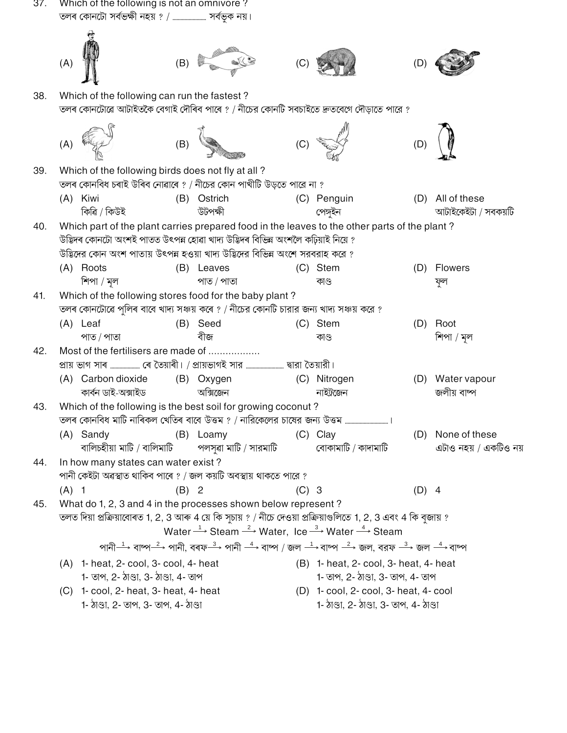37. Which of the following is not an omnivore ?
তলৰ কোনটো সৰ্বভক্ষী নহয় ? / .................. সৰ্বভুক নয়।

(A) (B) (C) (D)

38. Which of the following can run the fastest ?
তলৰ কোনটোৱে আটাইতকৈ বেগাই দৌৰিব পাৰে ? / নীচের কোনটি সবচাইতে দ্রুতবেগে দৌড়াতে পারে ?

(A) (B) (C) (D)

39. Which of the following birds does not fly at all ?
তলৰ কোনবিধ চৰাই উৰিব নোৱাৰে ? / নীচের কোন পাখীটি উড়তে পারে না ?

(A) Kiwi
কিৱি / কিউই

(B) Ostrich
উটপক্ষী

(C) Penguin
পেঙ্গুইন

(D) All of these
আটাইকেইটা / সবকয়টি

40. Which part of the plant carries prepared food in the leaves to the other parts of the plant ?
উদ্ভিদৰ কোনটো অংশই পাতত উৎপন্ন হোৱা খাদ্য উদ্ভিদৰ বিভিন্ন অংশলৈ কঢ়িয়াই নিয়ে ?
উদ্ভিদের কোন অংশ পাতায় উৎপন্ন হওয়া খাদ্য উদ্ভিদের বিভিন্ন অংশে সরবরাহ করে ?

(A) Roots
শিপা / মূল

(B) Leaves
পাত / পাতা

(C) Stem
কাণ্ড

(D) Flowers
ফুল

41. Which of the following stores food for the baby plant ?
তলৰ কোনটোৱে পুলিৰ বাবে খাদ্য সঞ্চয় কৰে ? / নীচের কোনটি চারার জন্য খাদ্য সঞ্চয় করে ?

(A) Leaf
পাত / পাতা

(B) Seed
বীজ

(C) Stem
কাণ্ড

(D) Root
শিপা / মূল

42. Most of the fertilisers are made of ..................
প্ৰায় ভাগ সাৰ .................. ৰে তৈয়াৰী। / প্রায়ভাগই সার .................. দ্বারা তৈয়ারী।

(A) Carbon dioxide
কাৰ্বন ডাই-অক্সাইড

(B) Oxygen
অক্সিজেন

(C) Nitrogen
নাইট্ৰজেন

(D) Water vapour
জলীয় বাষ্প

43. Which of the following is the best soil for growing coconut ?
তলৰ কোনবিধ মাটি নাৰিকল খেতিৰ বাবে উত্তম ? / নারিকেলের চাষের জন্য উত্তম ..................।

(A) Sandy
বালিচহীয়া মাটি / বালিমাটি

(B) Loamy
পলসুৱা মাটি / সারমাটি

(C) Clay
বোকামাটি / কাদামাটি

(D) None of these
এটাও নহয় / একটিও নয়

44. In how many states can water exist ?
পানী কেইটা অৱস্থাত থাকিব পাৰে ? / জল কয়টি অবস্থায় থাকতে পারে ?

(A) 1

(B) 2

(C) 3

(D) 4

45. What do 1, 2, 3 and 4 in the processes shown below represent ?
তলত দিয়া প্ৰক্ৰিয়াবোৰত 1, 2, 3 আৰু 4 য়ে কি সূচায় ? / নীচে দেওয়া প্রক্রিয়াগুলিতে 1, 2, 3 এবং 4 কি বুজায় ?

$$\text{Water} \xrightarrow{1} \text{Steam} \xrightarrow{2} \text{Water}, \ \text{Ice} \xrightarrow{3} \text{Water} \xrightarrow{4} \text{Steam}$$

পানী $\xrightarrow{1}$ বাষ্প $\xrightarrow{2}$ পানী, বৰফ $\xrightarrow{3}$ পানী $\xrightarrow{4}$ বাষ্প / জল $\xrightarrow{1}$ বাষ্প $\xrightarrow{2}$ জল, বরফ $\xrightarrow{3}$ জল $\xrightarrow{4}$ বাষ্প

(A) 1- heat, 2- cool, 3- cool, 4- heat
1- তাপ, 2- ঠাণ্ডা, 3- ঠাণ্ডা, 4- তাপ

(B) 1- heat, 2- cool, 3- heat, 4- heat
1- তাপ, 2- ঠাণ্ডা, 3- তাপ, 4- তাপ

(C) 1- cool, 2- heat, 3- heat, 4- heat
1- ঠাণ্ডা, 2- তাপ, 3- তাপ, 4- ঠাণ্ডা

(D) 1- cool, 2- cool, 3- heat, 4- cool
1- ঠাণ্ডা, 2- ঠাণ্ডা, 3- তাপ, 4- ঠাণ্ডা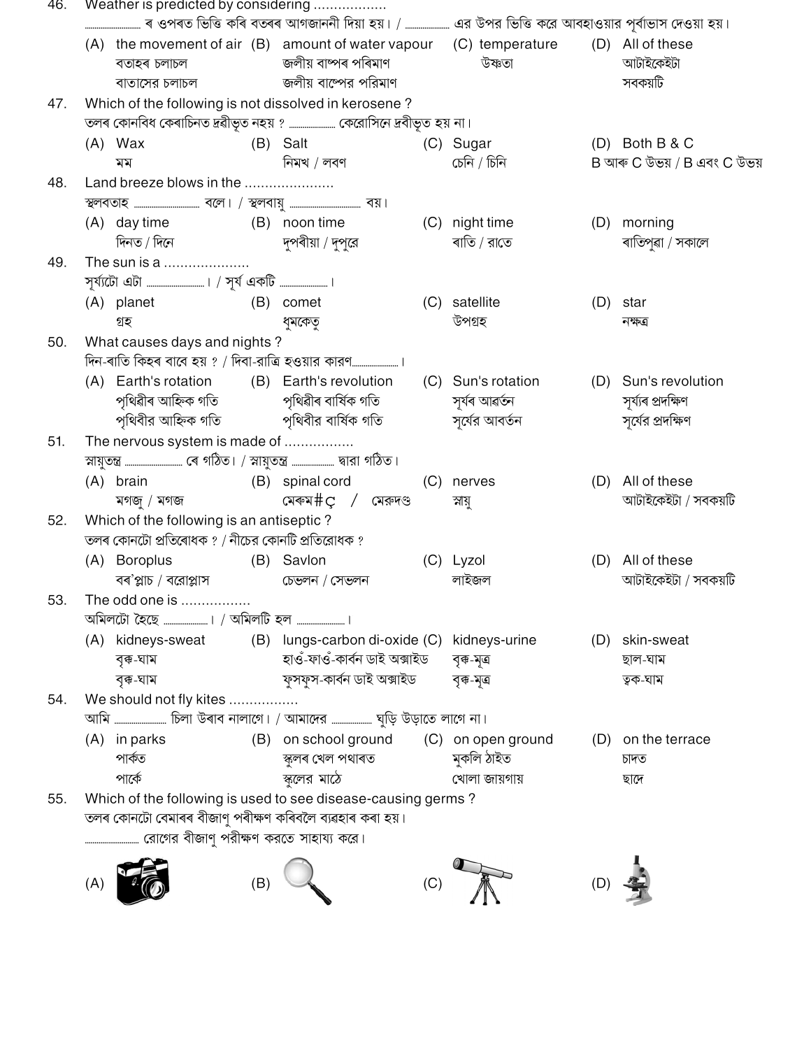46. Weather is predicted by considering ..................

.................... ৰ ওপৰত ভিত্তি কৰি বতৰৰ আগজাননী দিয়া হয়। / .................. এর উপর ভিত্তি করে আবহাওয়ার পূর্বাভাস দেওয়া হয়।

(A) the movement of air
বতাহৰ চলাচল
বাতাসের চলাচল

(B) amount of water vapour
জলীয় বাষ্পৰ পৰিমাণ
জলীয় বাষ্পের পরিমাণ

(C) temperature
উষ্ণতা

(D) All of these
আটাইকেইটা
সবকয়টি

47. Which of the following is not dissolved in kerosene ?

তলৰ কোনবিধ কেৰাচিনত দ্ৰৱীভূত নহয় ? .................. কেরোসিনে দ্রবীভূত হয় না।

(A) Wax
মম

(B) Salt
নিমখ / লবণ

(C) Sugar
চেনি / চিনি

(D) Both B & C
B আৰু C উভয় / B এবং C উভয়

48. Land breeze blows in the ......................

স্থলবতাহ .................... বলে। / স্থলবায়ু .................... বয়।

(A) day time
দিনত / দিনে

(B) noon time
দুপৰীয়া / দুপুরে

(C) night time
ৰাতি / রাতে

(D) morning
ৰাতিপুৱা / সকালে

49. The sun is a .....................

সূৰ্য্যটো এটা ....................। / সূর্য একটি ....................।

(A) planet
গ্ৰহ

(B) comet
ধুমকেতু

(C) satellite
উপগ্ৰহ

(D) star
নক্ষত্ৰ

50. What causes days and nights ?

দিন-ৰাতি কিহৰ বাবে হয় ? / দিবা-রাত্রি হওয়ার কারণ....................।

(A) Earth's rotation
পৃথিৱীৰ আহ্নিক গতি
পৃথিবীর আহ্নিক গতি

(B) Earth's revolution
পৃথিৱীৰ বাৰ্ষিক গতি
পৃথিবীর বার্ষিক গতি

(C) Sun's rotation
সূৰ্যৰ আৱৰ্তন
সূর্যের আবর্তন

(D) Sun's revolution
সূৰ্য্যৰ প্ৰদক্ষিণ
সূর্যের প্রদক্ষিণ

51. The nervous system is made of .................

স্নায়ুতন্ত্ৰ .................... ৰে গঠিত। / স্নায়ুতন্ত্র .................... দ্বারা গঠিত।

(A) brain
মগজু / মগজ

(B) spinal cord
মেৰুম#ç / মেরুদণ্ড

(C) nerves
স্নায়ু

(D) All of these
আটাইকেইটা / সবকয়টি

52. Which of the following is an antiseptic ?

তলৰ কোনটো প্ৰতিৰোধক ? / নীচের কোনটি প্রতিরোধক ?

(A) Boroplus
বৰ'প্লাচ / বরোপ্লাস

(B) Savlon
চেভলন / সেভলন

(C) Lyzol
লাইজল

(D) All of these
আটাইকেইটা / সবকয়টি

53. The odd one is .................

অমিলটো হৈছে ....................। / অমিলটি হল ....................।

(A) kidneys-sweat
বৃক্ক-ঘাম
বৃক্ক-ঘাম

(B) lungs-carbon di-oxide
হাওঁ-ফাওঁ-কাৰ্বন ডাই অক্সাইড
ফুসফুস-কার্বন ডাই অক্সাইড

(C) kidneys-urine
বৃক্ক-মূত্ৰ
বৃক্ক-মূত্র

(D) skin-sweat
ছাল-ঘাম
ত্বক-ঘাম

54. We should not fly kites .................

আমি .................... চিলা উৰাব নালাগে। / আমাদের .................... ঘুড়ি উড়াতে লাগে না।

(A) in parks
পাৰ্কত
পার্কে

(B) on school ground
স্কুলৰ খেল পথাৰত
স্কুলের মাঠে

(C) on open ground
মুকলি ঠাইত
খোলা জায়গায়

(D) on the terrace
চাদত
ছাদে

55. Which of the following is used to see disease-causing germs ?

তলৰ কোনটো বেমাৰৰ বীজাণু পৰীক্ষণ কৰিবলৈ ব্যৱহাৰ কৰা হয়।

.................... রোগের বীজাণু পরীক্ষণ করতে সাহায্য করে।

(A)

(B)

(C)

(D)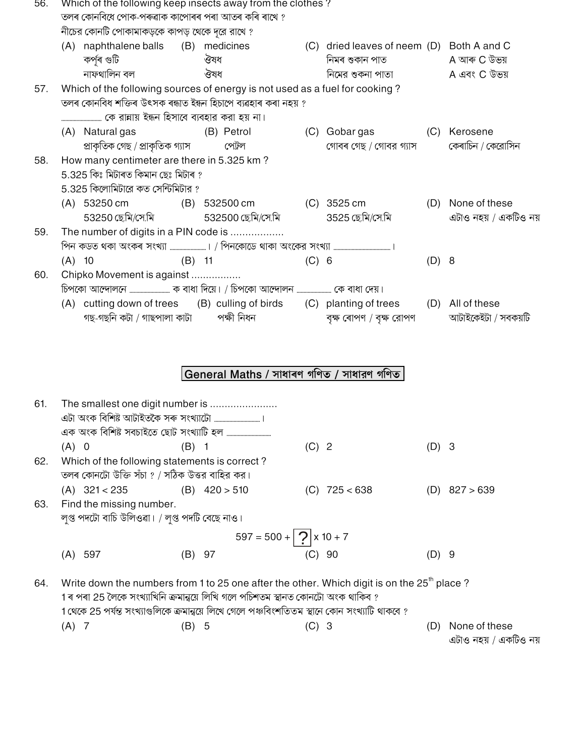56. Which of the following keep insects away from the clothes ?
তলৰ কোনবিধে পোক-পৰুৱাক কাপোৰৰ পৰা আতৰ কৰি ৰাখে ?
নীচের কোনটি পোকামাকড়কে কাপড় থেকে দূরে রাখে ?

(A) naphthalene balls
কৰ্পূৰ গুটি
নাফথালিন বল

(B) medicines
ঔষধ
ঔষধ

(C) dried leaves of neem
নিমৰ শুকান পাত
নিমের শুকনা পাতা

(D) Both A and C
A আৰু C উভয়
A এবং C উভয়

57. Which of the following sources of energy is not used as a fuel for cooking ?
তলৰ কোনবিধ শক্তিৰ উৎসক ৰন্ধাত ইন্ধন হিচাপে ব্যৱহাৰ কৰা নহয় ?
.............. কে রান্নায় ইন্ধন হিসাবে ব্যবহার করা হয় না।

(A) Natural gas
প্ৰাকৃতিক গেছ / প্রাকৃতিক গ্যাস

(B) Petrol
পেট্ৰল

(C) Gobar gas
গোবৰ গেছ / গোবর গ্যাস

(C) Kerosene
কেৰাচিন / কেরোসিন

58. How many centimeter are there in 5.325 km ?
5.325 কিঃ মিটাৰত কিমান ছেঃ মিটাৰ ?
5.325 কিলোমিটারে কত সেন্টিমিটার ?

(A) 53250 cm
53250 ছে.মি/সে.মি

(B) 532500 cm
532500 ছে.মি/সে.মি

(C) 3525 cm
3525 ছে.মি/সে.মি

(D) None of these
এটাও নহয় / একটিও নয়

59. The number of digits in a PIN code is ..................
পিন কডত থকা অংকৰ সংখ্যা .............. । / পিনকোডে থাকা অংকের সংখ্যা .............. ।

(A) 10

(B) 11

(C) 6

(D) 8

60. Chipko Movement is against ................
চিপকো আন্দোলনে .............. ক বাধা দিয়ে। / চিপকো আন্দোলন .............. কে বাধা দেয়।

(A) cutting down of trees
গছ-গছনি কটা / গাছপালা কাটা

(B) culling of birds
পক্ষী নিধন

(C) planting of trees
বৃক্ষ ৰোপণ / বৃক্ষ রোপণ

(D) All of these
আটাইকেইটা / সবকয়টি

## General Maths / সাধাৰণ গণিত / সাধারণ গণিত

61. The smallest one digit number is .......................
এটা অংক বিশিষ্ট আটাইতকৈ সৰু সংখ্যাটো .............. ।
এক অংক বিশিষ্ট সবচাইতে ছোট সংখ্যাটি হল ..............

(A) 0

(B) 1

(C) 2

(D) 3

62. Which of the following statements is correct ?
তলৰ কোনটো উক্তি সঁচা ? / সঠিক উত্তর বাহির কর।

(A) $321 < 235$

(B) $420 > 510$

(C) $725 < 638$

(D) $827 > 639$

63. Find the missing number.
লুপ্ত পদটো বাচি উলিওৱা। / লুপ্ত পদটি বেছে নাও।

$$597 = 500 + \boxed{?} \times 10 + 7$$

(A) 597

(B) 97

(C) 90

(D) 9

64. Write down the numbers from 1 to 25 one after the other. Which digit is on the 25th place ?
1 ৰ পৰা 25 লৈকে সংখ্যাখিনি ক্ৰমান্বয়ে লিখি গলে পচিশতম স্থানত কোনটো অংক থাকিব ?
1 থেকে 25 পর্যন্ত সংখ্যাগুলিকে ক্রমান্বয়ে লিখে গেলে পঞ্চবিংশতিতম স্থানে কোন সংখ্যাটি থাকবে ?

(A) 7

(B) 5

(C) 3

(D) None of these
এটাও নহয় / একটিও নয়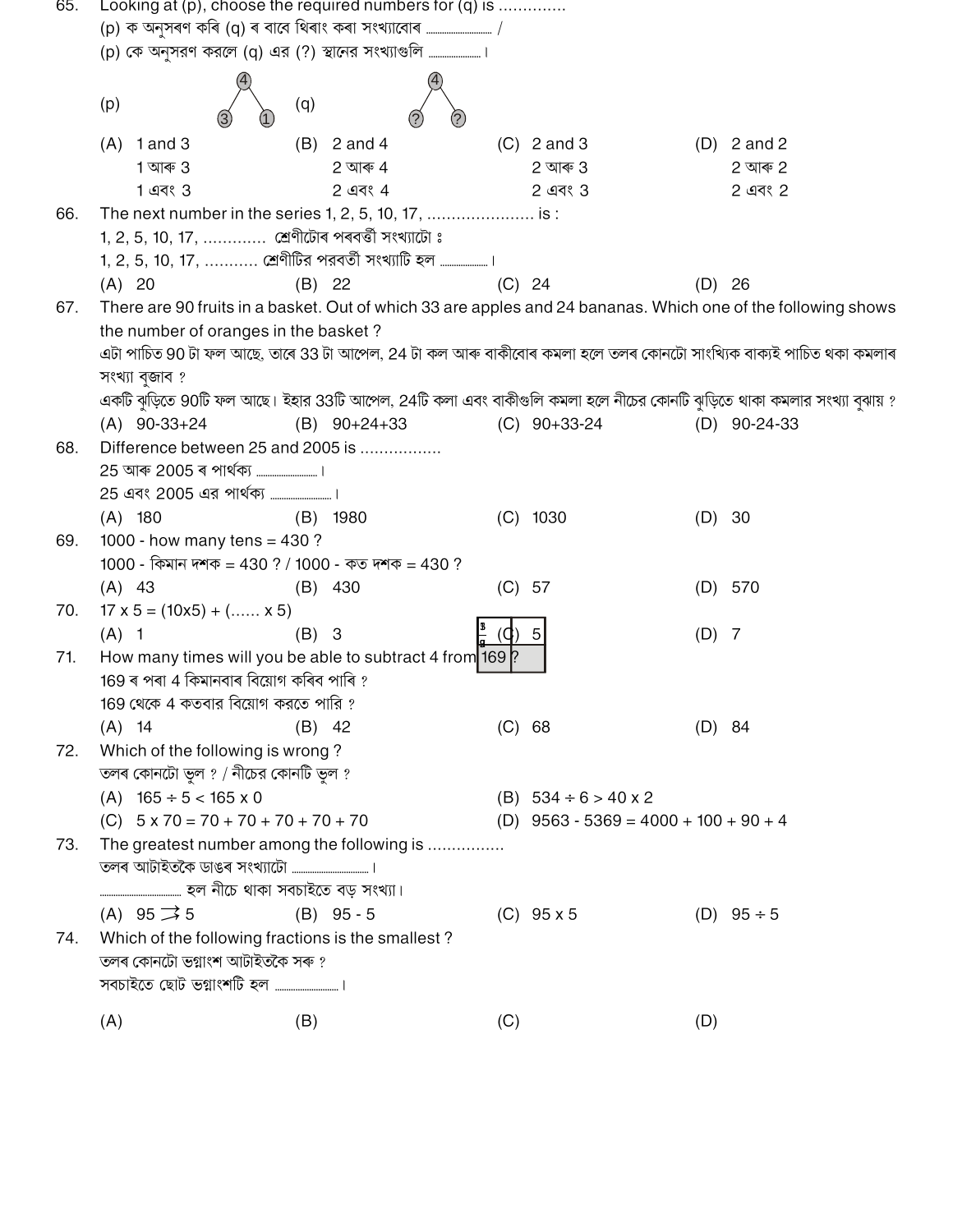65. Looking at (p), choose the required numbers for (q) is .............
(p) ক অনুসৰণ কৰি (q) ৰ বাবে থিৰাং কৰা সংখ্যাবোৰ .............. /
(p) কে অনুসরণ করলে (q) এর (?) স্থানের সংখ্যাগুলি .............. ।

(p) ④ — ③ ①   (q) ④ — ? ?

(A) 1 and 3 / 1 আৰু 3 / 1 এবং 3
(B) 2 and 4 / 2 আৰু 4 / 2 এবং 4
(C) 2 and 3 / 2 আৰু 3 / 2 এবং 3
(D) 2 and 2 / 2 আৰু 2 / 2 এবং 2

66. The next number in the series 1, 2, 5, 10, 17, ...................... is :
1, 2, 5, 10, 17, ............ শ্ৰেণীটোৰ পৰৱৰ্তী সংখ্যাটো ঃ
1, 2, 5, 10, 17, ........... শ্রেণীটির পরবর্তী সংখ্যাটি হল .............. ।

(A) 20 (B) 22 (C) 24 (D) 26

67. There are 90 fruits in a basket. Out of which 33 are apples and 24 bananas. Which one of the following shows the number of oranges in the basket ?
এটা পাচিত 90 টা ফল আছে, তাৰে 33 টা আপেল, 24 টা কল আৰু বাকীবোৰ কমলা হলে তলৰ কোনটো সাংখ্যিক বাক্যই পাচিত থকা কমলাৰ সংখ্যা বুজাব ?
একটি ঝুড়িতে 90টি ফল আছে। ইহার 33টি আপেল, 24টি কলা এবং বাকীগুলি কমলা হলে নীচের কোনটি ঝুড়িতে থাকা কমলার সংখ্যা বুঝায় ?

(A) 90-33+24 (B) 90+24+33 (C) 90+33-24 (D) 90-24-33

68. Difference between 25 and 2005 is ................
25 আৰু 2005 ৰ পাৰ্থক্য .............. ।
25 এবং 2005 এর পার্থক্য .............. ।

(A) 180 (B) 1980 (C) 1030 (D) 30

69. 1000 - how many tens = 430 ?
1000 - কিমান দশক = 430 ? / 1000 - কত দশক = 430 ?

(A) 43 (B) 430 (C) 57 (D) 570

70. 17 x 5 = (10x5) + (...... x 5)

(A) 1 (B) 3 (C) 5 (D) 7

71. How many times will you be able to subtract 4 from 169 ?
169 ৰ পৰা 4 কিমানবাৰ বিয়োগ কৰিব পাৰি ?
169 থেকে 4 কতবার বিয়োগ করতে পারি ?

(A) 14 (B) 42 (C) 68 (D) 84

72. Which of the following is wrong ?
তলৰ কোনটো ভুল ? / নীচের কোনটি ভুল ?

(A) 165 ÷ 5 < 165 x 0
(B) 534 ÷ 6 > 40 x 2
(C) 5 x 70 = 70 + 70 + 70 + 70 + 70
(D) 9563 - 5369 = 4000 + 100 + 90 + 4

73. The greatest number among the following is ................
তলৰ আটাইতকৈ ডাঙৰ সংখ্যাটো .............. ।
.............. হল নীচে থাকা সবচাইতে বড় সংখ্যা।

(A) 95 ⇉ 5 (B) 95 - 5 (C) 95 x 5 (D) 95 ÷ 5

74. Which of the following fractions is the smallest ?
তলৰ কোনটো ভগ্নাংশ আটাইতকৈ সৰু ?
সবচাইতে ছোট ভগ্নাংশটি হল .............. ।

(A) (B) (C) (D)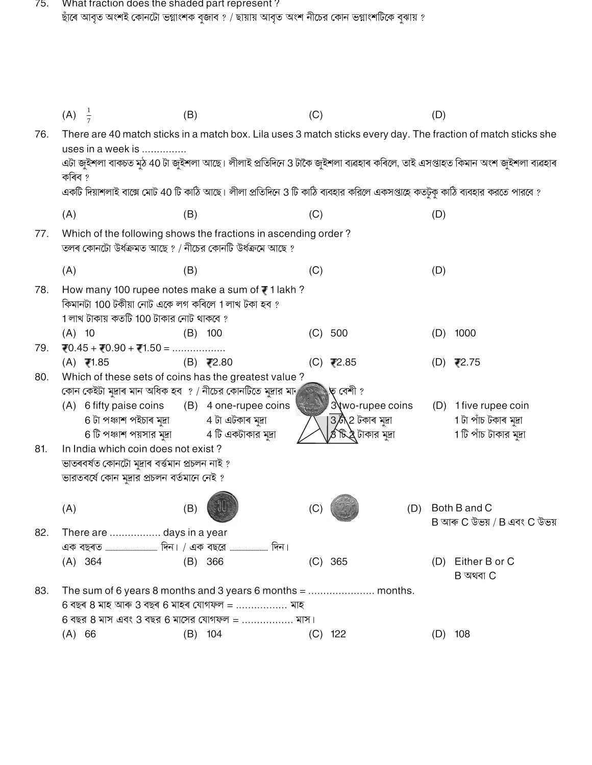75. What fraction does the shaded part represent ?
ছাঁৰে আবৃত অংশই কোনটো ভগ্নাংশক বুজাব ? / ছায়ায় আবৃত অংশ নীচের কোন ভগ্নাংশটিকে বুঝায় ?

(A) $\frac{1}{7}$ (B) (C) (D)

76. There are 40 match sticks in a match box. Lila uses 3 match sticks every day. The fraction of match sticks she uses in a week is ...............
এটা জুইশলা বাকচত মুঠ 40 টা জুইশলা আছে। লীলাই প্ৰতিদিনে 3 টাকৈ জুইশলা ব্যৱহাৰ কৰিলে, তাই এসপ্তাহত কিমান অংশ জুইশলা ব্যৱহাৰ কৰিব ?
একটি দিয়াশলাই বাক্সে মোট 40 টি কাঠি আছে। লীলা প্রতিদিনে 3 টি কাঠি ব্যবহার করিলে একসপ্তাহে কতটুকু কাঠি ব্যবহার করতে পারবে ?

(A) (B) (C) (D)

77. Which of the following shows the fractions in ascending order ?
তলৰ কোনটো উৰ্ধক্ৰমত আছে ? / নীচের কোনটি উর্ধক্রমে আছে ?

(A) (B) (C) (D)

78. How many 100 rupee notes make a sum of ₹ 1 lakh ?
কিমানটা 100 টকীয়া নোট একে লগ কৰিলে 1 লাখ টকা হব ?
1 লাখ টাকায় কতটি 100 টাকার নোট থাকবে ?

(A) 10 (B) 100 (C) 500 (D) 1000

79. ₹0.45 + ₹0.90 + ₹1.50 = .................

(A) ₹1.85 (B) ₹2.80 (C) ₹2.85 (D) ₹2.75

80. Which of these sets of coins has the greatest value ?
কোন কেইটা মুদ্ৰাৰ মান অধিক হব ? / নীচের কোনটিতে মুদ্রার মান বেশী ?

(A) 6 fifty paise coins
6 টা পঞ্চাশ পইচাৰ মুদ্ৰা
6 টি পঞ্চাশ পয়সার মুদ্রা

(B) 4 one-rupee coins
4 টা এটকাৰ মুদ্ৰা
4 টি একটাকার মুদ্রা

(C) 3 two-rupee coins
3 টা 2 টকাৰ মুদ্ৰা
3 টি 2 টাকার মুদ্রা

(D) 1 five rupee coin
1 টা পাঁচ টকাৰ মুদ্ৰা
1 টি পাঁচ টাকার মুদ্রা

81. In India which coin does not exist ?
ভাৰতবৰ্ষত কোনটো মুদ্ৰাৰ বৰ্ত্তমান প্ৰচলন নাই ?
ভারতবর্ষে কোন মুদ্রার প্রচলন বর্তমানে নেই ?

(A) (B) (C) (D) Both B and C
B আৰু C উভয় / B এবং C উভয়

82. There are ................. days in a year
এক বছৰত .................... দিন। / এক বছরে .................... দিন।

(A) 364 (B) 366 (C) 365 (D) Either B or C
B অথবা C

83. The sum of 6 years 8 months and 3 years 6 months = ...................... months.
6 বছৰ 8 মাহ আৰু 3 বছৰ 6 মাহৰ যোগফল = ................ মাহ
6 বছর 8 মাস এবং 3 বছর 6 মাসের যোগফল = ................ মাস।

(A) 66 (B) 104 (C) 122 (D) 108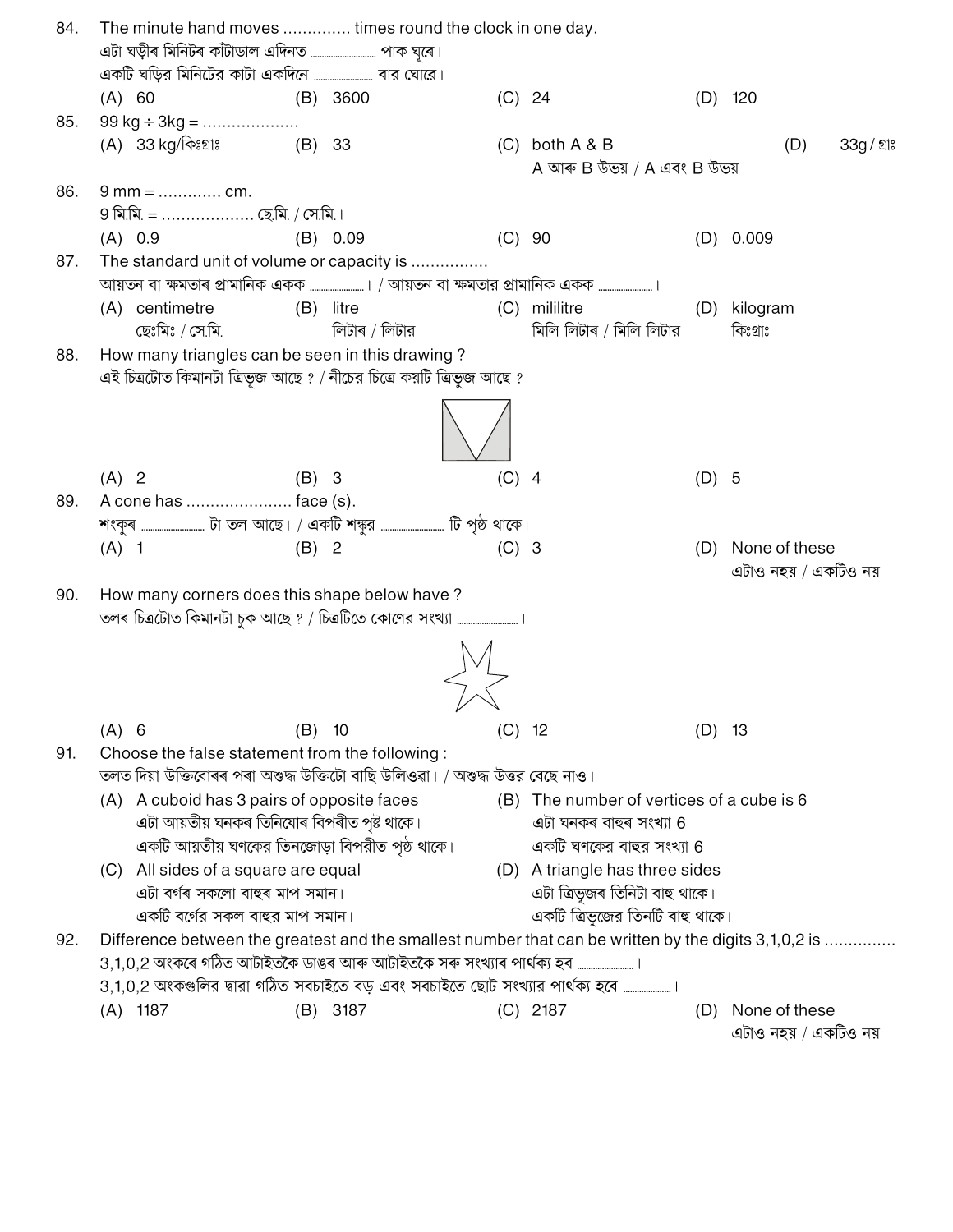84. The minute hand moves ............. times round the clock in one day.
এটা ঘড়ীৰ মিনিটৰ কাঁটাডাল এদিনত .................. পাক ঘূৰে।
একটি ঘড়ির মিনিটের কাটা একদিনে .................. বার ঘোরে।

(A) 60 (B) 3600 (C) 24 (D) 120

85. 99 kg ÷ 3kg = ....................

(A) 33 kg/কিঃগ্ৰাঃ (B) 33 (C) both A & B / A আৰু B উভয় / A এবং B উভয় (D) 33g / গ্ৰাঃ

86. 9 mm = ............. cm.
9 মি.মি. = ................... ছে.মি. / সে.মি.।

(A) 0.9 (B) 0.09 (C) 90 (D) 0.009

87. The standard unit of volume or capacity is ................
আয়তন বা ক্ষমতাৰ প্ৰামানিক একক ..................। / আয়তন বা ক্ষমতার প্রামানিক একক ..................।

(A) centimetre ছেঃমিঃ / সে.মি. (B) litre লিটাৰ / লিটার (C) mililitre মিলি লিটাৰ / মিলি লিটার (D) kilogram কিঃগ্ৰাঃ

88. How many triangles can be seen in this drawing ?
এই চিত্ৰটোত কিমানটা ত্ৰিভূজ আছে ? / নীচের চিত্রে কয়টি ত্রিভুজ আছে ?

(A) 2 (B) 3 (C) 4 (D) 5

89. A cone has ...................... face (s).
শংকুৰ .................. টা তল আছে। / একটি শঙ্কুর .................. টি পৃষ্ঠ থাকে।

(A) 1 (B) 2 (C) 3 (D) None of these / এটাও নহয় / একটিও নয়

90. How many corners does this shape below have ?
তলৰ চিত্ৰটোত কিমানটা চুক আছে ? / চিত্রটিতে কোণের সংখ্যা ..................।

(A) 6 (B) 10 (C) 12 (D) 13

91. Choose the false statement from the following :
তলত দিয়া উক্তিবোৰৰ পৰা অশুদ্ধ উক্তিটো বাছি উলিওৱা। / অশুদ্ধ উত্তর বেছে নাও।

(A) A cuboid has 3 pairs of opposite faces
এটা আয়তীয় ঘনকৰ তিনিযোৰ বিপৰীত পৃষ্ঠ থাকে।
একটি আয়তীয় ঘণকের তিনজোড়া বিপরীত পৃষ্ঠ থাকে।

(B) The number of vertices of a cube is 6
এটা ঘনকৰ বাহুৰ সংখ্যা 6
একটি ঘণকের বাহুর সংখ্যা 6

(C) All sides of a square are equal
এটা বৰ্গৰ সকলো বাহুৰ মাপ সমান।
একটি বর্গের সকল বাহুর মাপ সমান।

(D) A triangle has three sides
এটা ত্ৰিভূজৰ তিনিটা বাহু থাকে।
একটি ত্রিভুজের তিনটি বাহু থাকে।

92. Difference between the greatest and the smallest number that can be written by the digits 3,1,0,2 is ..............
3,1,0,2 অংকৰে গঠিত আটাইতকৈ ডাঙৰ আৰু আটাইতকৈ সৰু সংখ্যাৰ পাৰ্থক্য হব ..................।
3,1,0,2 অংকগুলির দ্বারা গঠিত সবচাইতে বড় এবং সবচাইতে ছোট সংখ্যার পার্থক্য হবে ..................।

(A) 1187 (B) 3187 (C) 2187 (D) None of these / এটাও নহয় / একটিও নয়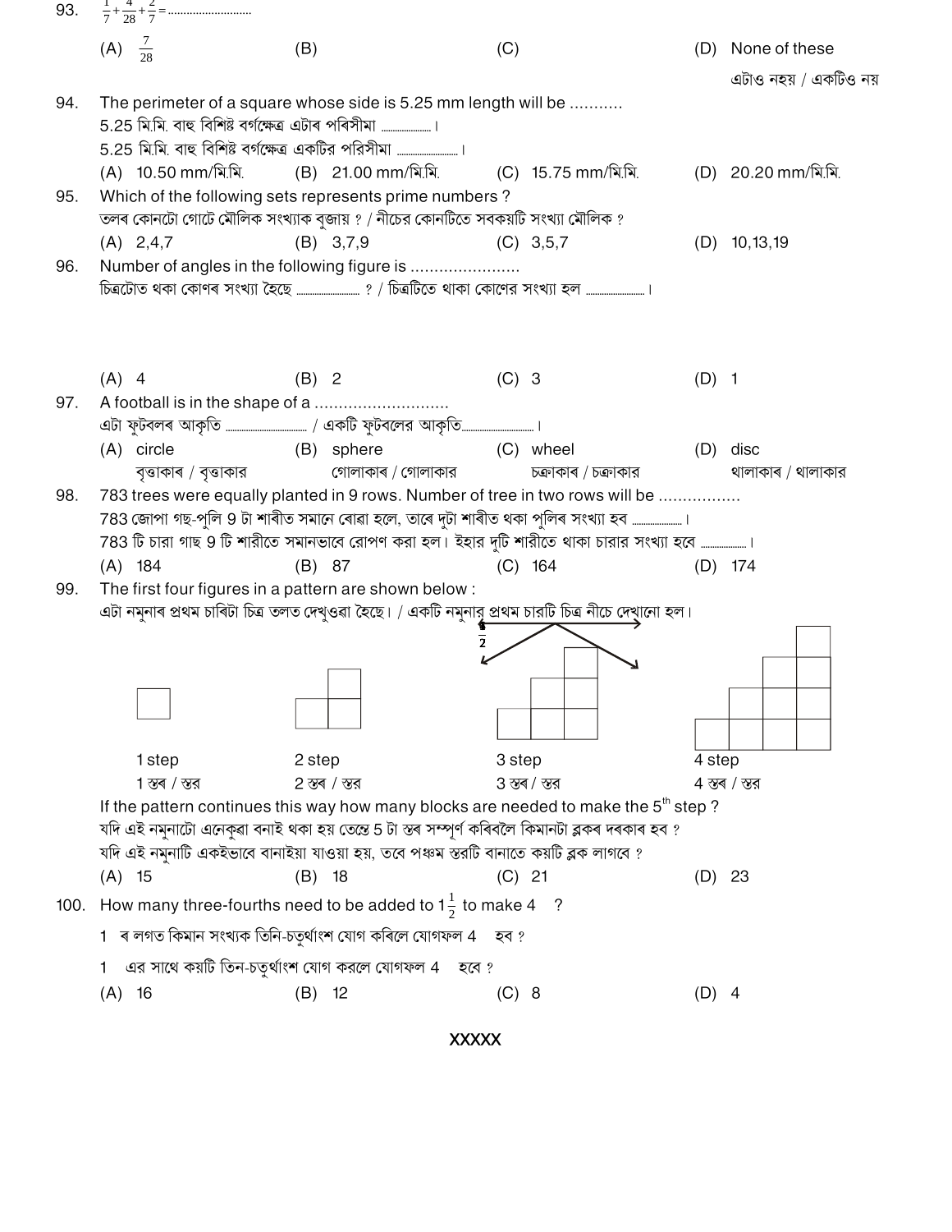93. $\frac{1}{7}+\frac{4}{28}+\frac{2}{7}=$ ..........................

(A) $\frac{7}{28}$ (B) (C) (D) None of these

এটাও নহয় / একটিও নয়

94. The perimeter of a square whose side is 5.25 mm length will be ...........

5.25 মি.মি. বাহু বিশিষ্ট বৰ্গক্ষেত্ৰ এটাৰ পৰিসীমা ................... ।

5.25 মি.মি. বাহু বিশিষ্ট বৰ্গক্ষেত্ৰ একটির পরিসীমা ........................ ।

(A) 10.50 mm/মি.মি. (B) 21.00 mm/মি.মি. (C) 15.75 mm/মি.মি. (D) 20.20 mm/মি.মি.

95. Which of the following sets represents prime numbers ?

তলৰ কোনটো গোটে মৌলিক সংখ্যাক বুজায় ? / নীচের কোনটিতে সবকয়টি সংখ্যা মৌলিক ?

(A) 2,4,7 (B) 3,7,9 (C) 3,5,7 (D) 10,13,19

96. Number of angles in the following figure is .......................

চিত্ৰটোত থকা কোণৰ সংখ্যা হৈছে ........................ ? / চিত্রটিতে থাকা কোণের সংখ্যা হল ........................ ।

(A) 4 (B) 2 (C) 3 (D) 1

97. A football is in the shape of a ............................

এটা ফুটবলৰ আকৃতি ................................ / একটি ফুটবলের আকৃতি............................ ।

(A) circle বৃত্তাকাৰ / বৃত্তাকার (B) sphere গোলাকাৰ / গোলাকার (C) wheel চক্ৰাকাৰ / চক্রাকার (D) disc থালাকাৰ / থালাকার

98. 783 trees were equally planted in 9 rows. Number of tree in two rows will be .................

783 জোপা গছ-পুলি 9 টা শাৰীত সমানে ৰোৱা হলে, তাৰে দুটা শাৰীত থকা পুলিৰ সংখ্যা হব ................... ।

783 টি চারা গাছ 9 টি শারীতে সমানভাবে রোপণ করা হল। ইহার দুটি শারীতে থাকা চারার সংখ্যা হবে .................. ।

(A) 184 (B) 87 (C) 164 (D) 174

99. The first four figures in a pattern are shown below :

এটা নমুনাৰ প্ৰথম চাৰিটা চিত্ৰ তলত দেখুওৱা হৈছে। / একটি নমুনার প্রথম চারটি চিত্র নীচে দেখানো হল।

1 step 1 স্তৰ / স্তর 2 step 2 স্তৰ / স্তর 3 step 3 স্তৰ / স্তর 4 step 4 স্তৰ / স্তর

If the pattern continues this way how many blocks are needed to make the 5th step ?

যদি এই নমুনাটো এনেকুৱা বনাই থকা হয় তেন্তে 5 টা স্তৰ সম্পূৰ্ণ কৰিবলৈ কিমানটা ব্লকৰ দৰকাৰ হব ?

যদি এই নমুনাটি একইভাবে বানাইয়া যাওয়া হয়, তবে পঞ্চম স্তরটি বানাতে কয়টি ব্লক লাগবে ?

(A) 15 (B) 18 (C) 21 (D) 23

100. How many three-fourths need to be added to $1\frac{1}{2}$ to make 4 ?

1 ৰ লগত কিমান সংখ্যক তিনি-চতুৰ্থাংশ যোগ কৰিলে যোগফল 4 হব ?

1 এর সাথে কয়টি তিন-চতুর্থাংশ যোগ করলে যোগফল 4 হবে ?

(A) 16 (B) 12 (C) 8 (D) 4

XXXXX